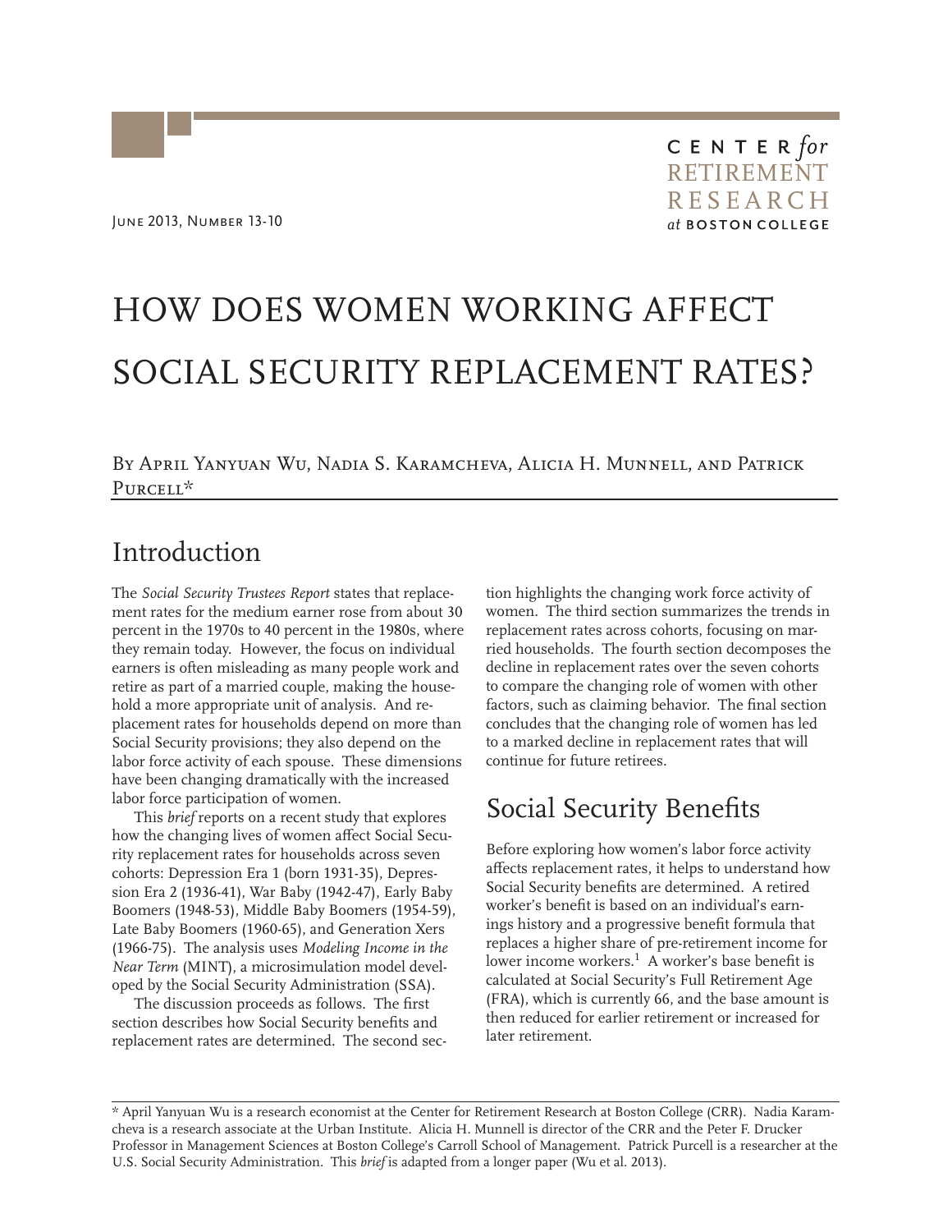June 2013, Number 13-10

CENTER *for* RETIREMENT RESEARCH *at* BOSTON COLLEGE

# HOW DOES WOMEN WORKING AFFECT SOCIAL SECURITY REPLACEMENT RATES?

By April Yanyuan Wu, Nadia S. Karamcheva, Alicia H. Munnell, and Patrick Purcell*

## Introduction

The *Social Security Trustees Report* states that replacement rates for the medium earner rose from about 30 percent in the 1970s to 40 percent in the 1980s, where they remain today. However, the focus on individual earners is often misleading as many people work and retire as part of a married couple, making the household a more appropriate unit of analysis. And replacement rates for households depend on more than Social Security provisions; they also depend on the labor force activity of each spouse. These dimensions have been changing dramatically with the increased labor force participation of women.

This *brief* reports on a recent study that explores how the changing lives of women affect Social Security replacement rates for households across seven cohorts: Depression Era 1 (born 1931-35), Depression Era 2 (1936-41), War Baby (1942-47), Early Baby Boomers (1948-53), Middle Baby Boomers (1954-59), Late Baby Boomers (1960-65), and Generation Xers (1966-75). The analysis uses *Modeling Income in the Near Term* (MINT), a microsimulation model developed by the Social Security Administration (SSA).

The discussion proceeds as follows. The first section describes how Social Security benefits and replacement rates are determined. The second section highlights the changing work force activity of women. The third section summarizes the trends in replacement rates across cohorts, focusing on married households. The fourth section decomposes the decline in replacement rates over the seven cohorts to compare the changing role of women with other factors, such as claiming behavior. The final section concludes that the changing role of women has led to a marked decline in replacement rates that will continue for future retirees.

## Social Security Benefits

Before exploring how women's labor force activity affects replacement rates, it helps to understand how Social Security benefits are determined. A retired worker's benefit is based on an individual's earnings history and a progressive benefit formula that replaces a higher share of pre-retirement income for lower income workers.[1] A worker's base benefit is calculated at Social Security's Full Retirement Age (FRA), which is currently 66, and the base amount is then reduced for earlier retirement or increased for later retirement.

---

* April Yanyuan Wu is a research economist at the Center for Retirement Research at Boston College (CRR). Nadia Karamcheva is a research associate at the Urban Institute. Alicia H. Munnell is director of the CRR and the Peter F. Drucker Professor in Management Sciences at Boston College's Carroll School of Management. Patrick Purcell is a researcher at the U.S. Social Security Administration. This *brief* is adapted from a longer paper (Wu et al. 2013).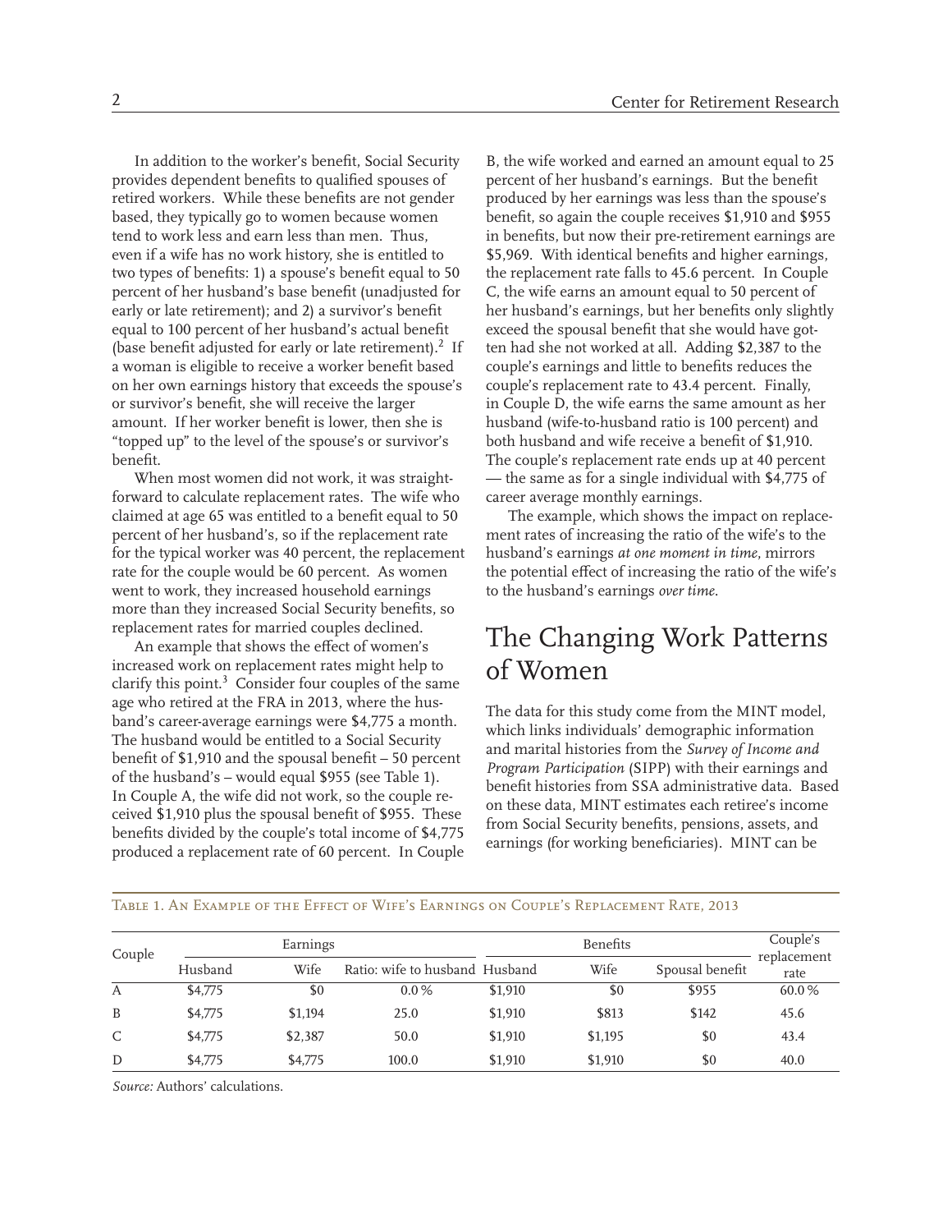In addition to the worker's benefit, Social Security provides dependent benefits to qualified spouses of retired workers. While these benefits are not gender based, they typically go to women because women tend to work less and earn less than men. Thus, even if a wife has no work history, she is entitled to two types of benefits: 1) a spouse's benefit equal to 50 percent of her husband's base benefit (unadjusted for early or late retirement); and 2) a survivor's benefit equal to 100 percent of her husband's actual benefit (base benefit adjusted for early or late retirement).[2] If a woman is eligible to receive a worker benefit based on her own earnings history that exceeds the spouse's or survivor's benefit, she will receive the larger amount. If her worker benefit is lower, then she is "topped up" to the level of the spouse's or survivor's benefit.

When most women did not work, it was straightforward to calculate replacement rates. The wife who claimed at age 65 was entitled to a benefit equal to 50 percent of her husband's, so if the replacement rate for the typical worker was 40 percent, the replacement rate for the couple would be 60 percent. As women went to work, they increased household earnings more than they increased Social Security benefits, so replacement rates for married couples declined.

An example that shows the effect of women's increased work on replacement rates might help to clarify this point.[3] Consider four couples of the same age who retired at the FRA in 2013, where the husband's career-average earnings were $4,775 a month. The husband would be entitled to a Social Security benefit of $1,910 and the spousal benefit – 50 percent of the husband's – would equal $955 (see Table 1). In Couple A, the wife did not work, so the couple received $1,910 plus the spousal benefit of $955. These benefits divided by the couple's total income of $4,775 produced a replacement rate of 60 percent. In Couple B, the wife worked and earned an amount equal to 25 percent of her husband's earnings. But the benefit produced by her earnings was less than the spouse's benefit, so again the couple receives $1,910 and $955 in benefits, but now their pre-retirement earnings are $5,969. With identical benefits and higher earnings, the replacement rate falls to 45.6 percent. In Couple C, the wife earns an amount equal to 50 percent of her husband's earnings, but her benefits only slightly exceed the spousal benefit that she would have gotten had she not worked at all. Adding $2,387 to the couple's earnings and little to benefits reduces the couple's replacement rate to 43.4 percent. Finally, in Couple D, the wife earns the same amount as her husband (wife-to-husband ratio is 100 percent) and both husband and wife receive a benefit of $1,910. The couple's replacement rate ends up at 40 percent — the same as for a single individual with $4,775 of career average monthly earnings.

The example, which shows the impact on replacement rates of increasing the ratio of the wife's to the husband's earnings *at one moment in time*, mirrors the potential effect of increasing the ratio of the wife's to the husband's earnings *over time*.

## The Changing Work Patterns of Women

The data for this study come from the MINT model, which links individuals' demographic information and marital histories from the *Survey of Income and Program Participation* (SIPP) with their earnings and benefit histories from SSA administrative data. Based on these data, MINT estimates each retiree's income from Social Security benefits, pensions, assets, and earnings (for working beneficiaries). MINT can be

Table 1. An Example of the Effect of Wife's Earnings on Couple's Replacement Rate, 2013

| Couple | Earnings | | | Benefits | | | Couple's replacement rate |
|---|---|---|---|---|---|---|---|
| | Husband | Wife | Ratio: wife to husband | Husband | Wife | Spousal benefit | |
| A | $4,775 | $0 | 0.0 % | $1,910 | $0 | $955 | 60.0 % |
| B | $4,775 | $1,194 | 25.0 | $1,910 | $813 | $142 | 45.6 |
| C | $4,775 | $2,387 | 50.0 | $1,910 | $1,195 | $0 | 43.4 |
| D | $4,775 | $4,775 | 100.0 | $1,910 | $1,910 | $0 | 40.0 |

*Source:* Authors' calculations.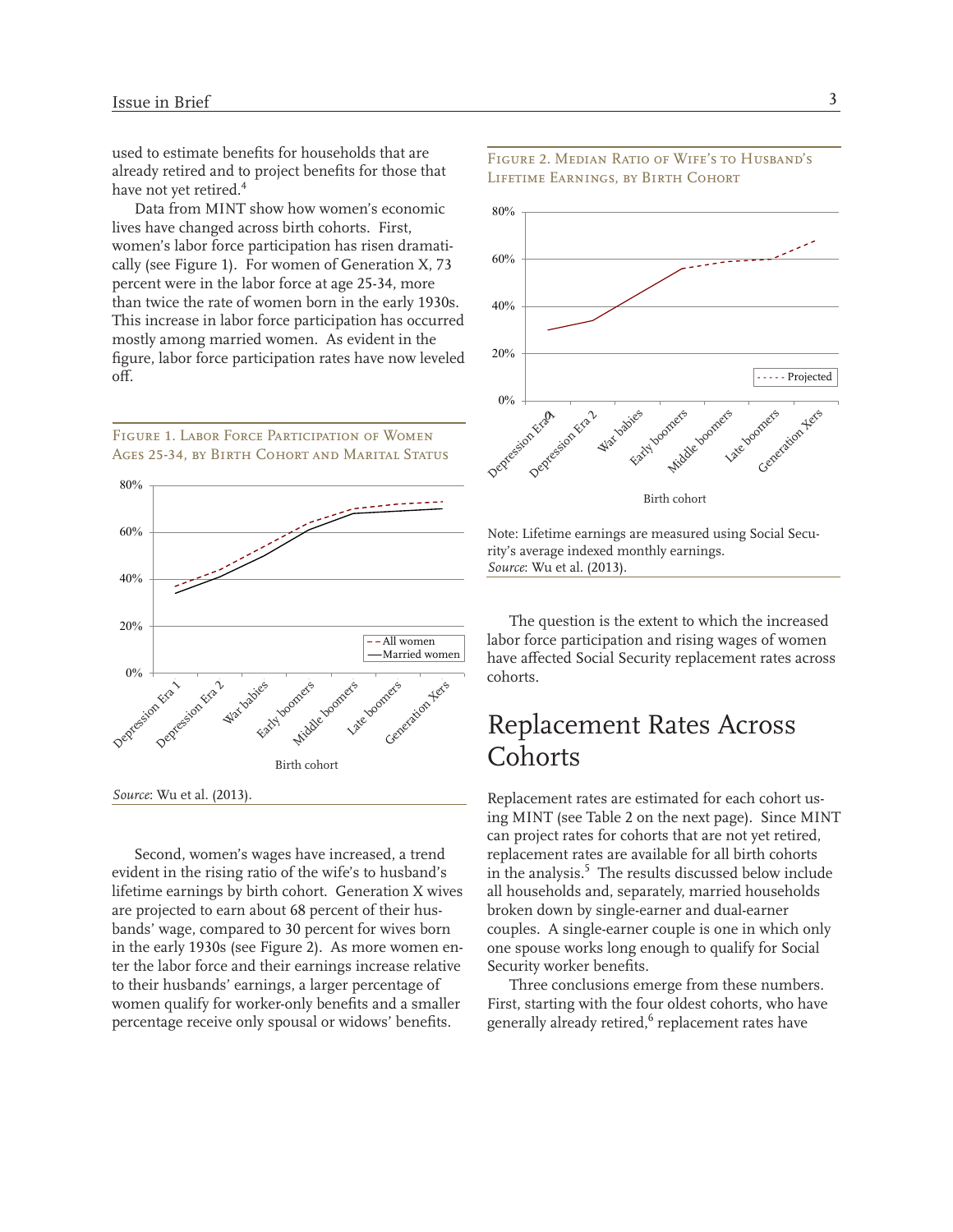used to estimate benefits for households that are already retired and to project benefits for those that have not yet retired.[4]

Data from MINT show how women's economic lives have changed across birth cohorts. First, women's labor force participation has risen dramatically (see Figure 1). For women of Generation X, 73 percent were in the labor force at age 25-34, more than twice the rate of women born in the early 1930s. This increase in labor force participation has occurred mostly among married women. As evident in the figure, labor force participation rates have now leveled off.

Figure 1. Labor Force Participation of Women Ages 25-34, by Birth Cohort and Marital Status

*Source*: Wu et al. (2013).

Second, women's wages have increased, a trend evident in the rising ratio of the wife's to husband's lifetime earnings by birth cohort. Generation X wives are projected to earn about 68 percent of their husbands' wage, compared to 30 percent for wives born in the early 1930s (see Figure 2). As more women enter the labor force and their earnings increase relative to their husbands' earnings, a larger percentage of women qualify for worker-only benefits and a smaller percentage receive only spousal or widows' benefits.

Figure 2. Median Ratio of Wife's to Husband's Lifetime Earnings, by Birth Cohort

Note: Lifetime earnings are measured using Social Security's average indexed monthly earnings.
*Source*: Wu et al. (2013).

The question is the extent to which the increased labor force participation and rising wages of women have affected Social Security replacement rates across cohorts.

## Replacement Rates Across Cohorts

Replacement rates are estimated for each cohort using MINT (see Table 2 on the next page). Since MINT can project rates for cohorts that are not yet retired, replacement rates are available for all birth cohorts in the analysis.[5] The results discussed below include all households and, separately, married households broken down by single-earner and dual-earner couples. A single-earner couple is one in which only one spouse works long enough to qualify for Social Security worker benefits.

Three conclusions emerge from these numbers. First, starting with the four oldest cohorts, who have generally already retired,[6] replacement rates have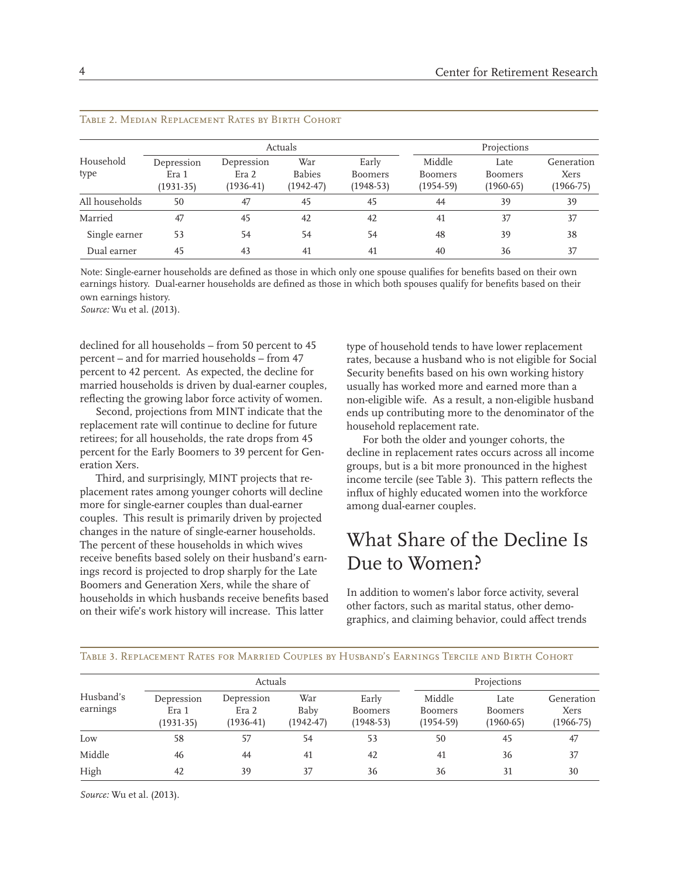Table 2. Median Replacement Rates by Birth Cohort

| Household type | Actuals | | | | Projections | | |
|---|---|---|---|---|---|---|---|
| | Depression Era 1 (1931-35) | Depression Era 2 (1936-41) | War Babies (1942-47) | Early Boomers (1948-53) | Middle Boomers (1954-59) | Late Boomers (1960-65) | Generation Xers (1966-75) |
| All households | 50 | 47 | 45 | 45 | 44 | 39 | 39 |
| Married | 47 | 45 | 42 | 42 | 41 | 37 | 37 |
| Single earner | 53 | 54 | 54 | 54 | 48 | 39 | 38 |
| Dual earner | 45 | 43 | 41 | 41 | 40 | 36 | 37 |

Note: Single-earner households are defined as those in which only one spouse qualifies for benefits based on their own earnings history. Dual-earner households are defined as those in which both spouses qualify for benefits based on their own earnings history.
*Source:* Wu et al. (2013).

declined for all households – from 50 percent to 45 percent – and for married households – from 47 percent to 42 percent. As expected, the decline for married households is driven by dual-earner couples, reflecting the growing labor force activity of women.

Second, projections from MINT indicate that the replacement rate will continue to decline for future retirees; for all households, the rate drops from 45 percent for the Early Boomers to 39 percent for Generation Xers.

Third, and surprisingly, MINT projects that replacement rates among younger cohorts will decline more for single-earner couples than dual-earner couples. This result is primarily driven by projected changes in the nature of single-earner households. The percent of these households in which wives receive benefits based solely on their husband's earnings record is projected to drop sharply for the Late Boomers and Generation Xers, while the share of households in which husbands receive benefits based on their wife's work history will increase. This latter type of household tends to have lower replacement rates, because a husband who is not eligible for Social Security benefits based on his own working history usually has worked more and earned more than a non-eligible wife. As a result, a non-eligible husband ends up contributing more to the denominator of the household replacement rate.

For both the older and younger cohorts, the decline in replacement rates occurs across all income groups, but is a bit more pronounced in the highest income tercile (see Table 3). This pattern reflects the influx of highly educated women into the workforce among dual-earner couples.

## What Share of the Decline Is Due to Women?

In addition to women's labor force activity, several other factors, such as marital status, other demographics, and claiming behavior, could affect trends

Table 3. Replacement Rates for Married Couples by Husband's Earnings Tercile and Birth Cohort

| Husband's earnings | Actuals | | | | Projections | | |
|---|---|---|---|---|---|---|---|
| | Depression Era 1 (1931-35) | Depression Era 2 (1936-41) | War Baby (1942-47) | Early Boomers (1948-53) | Middle Boomers (1954-59) | Late Boomers (1960-65) | Generation Xers (1966-75) |
| Low | 58 | 57 | 54 | 53 | 50 | 45 | 47 |
| Middle | 46 | 44 | 41 | 42 | 41 | 36 | 37 |
| High | 42 | 39 | 37 | 36 | 36 | 31 | 30 |

*Source:* Wu et al. (2013).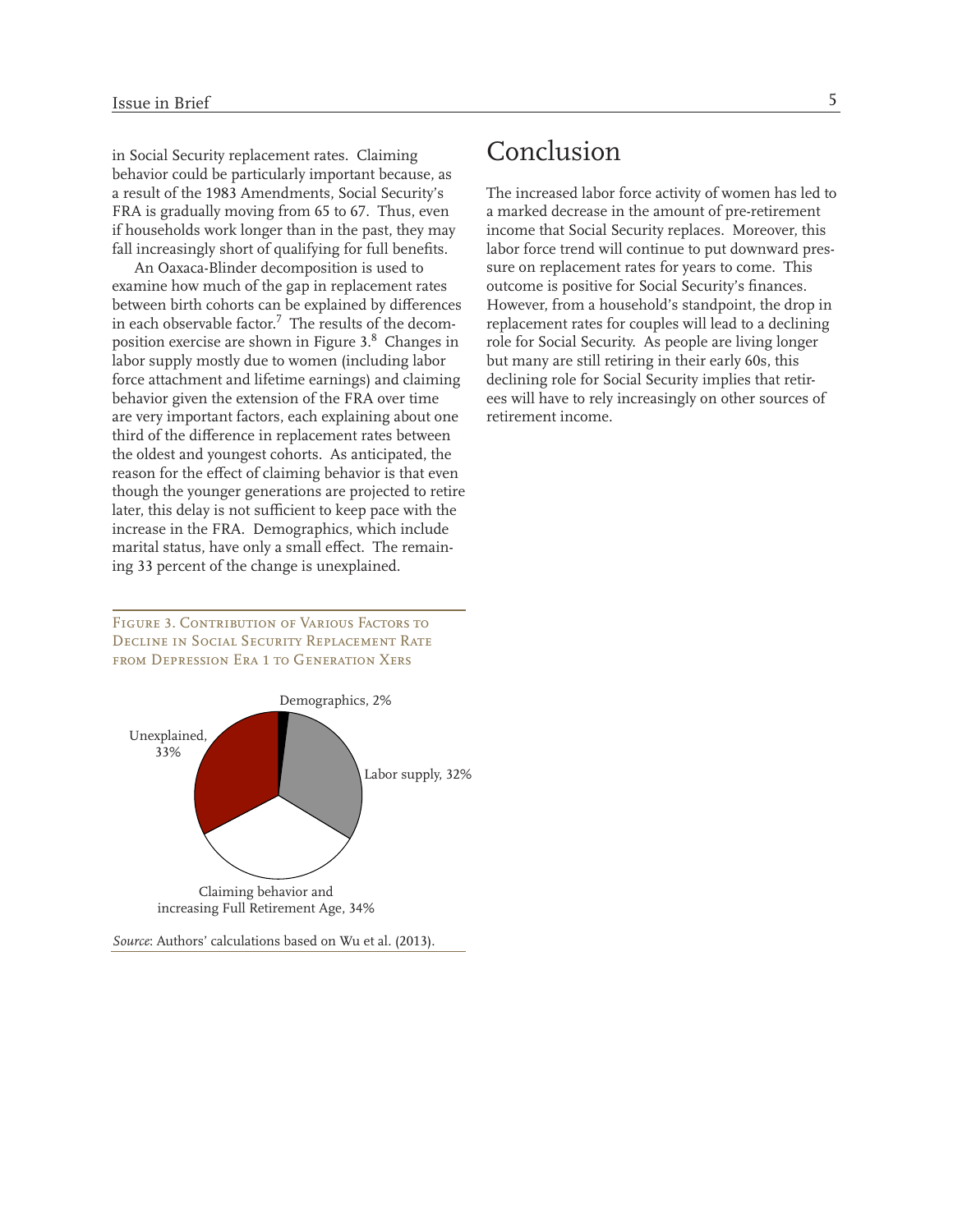in Social Security replacement rates. Claiming behavior could be particularly important because, as a result of the 1983 Amendments, Social Security's FRA is gradually moving from 65 to 67. Thus, even if households work longer than in the past, they may fall increasingly short of qualifying for full benefits.

An Oaxaca-Blinder decomposition is used to examine how much of the gap in replacement rates between birth cohorts can be explained by differences in each observable factor.[7] The results of the decomposition exercise are shown in Figure 3.[8] Changes in labor supply mostly due to women (including labor force attachment and lifetime earnings) and claiming behavior given the extension of the FRA over time are very important factors, each explaining about one third of the difference in replacement rates between the oldest and youngest cohorts. As anticipated, the reason for the effect of claiming behavior is that even though the younger generations are projected to retire later, this delay is not sufficient to keep pace with the increase in the FRA. Demographics, which include marital status, have only a small effect. The remaining 33 percent of the change is unexplained.

Figure 3. Contribution of Various Factors to Decline in Social Security Replacement Rate from Depression Era 1 to Generation Xers

| Factor | Share |
|---|---|
| Demographics | 2% |
| Labor supply | 32% |
| Claiming behavior and increasing Full Retirement Age | 34% |
| Unexplained | 33% |

*Source*: Authors' calculations based on Wu et al. (2013).

# Conclusion

The increased labor force activity of women has led to a marked decrease in the amount of pre-retirement income that Social Security replaces. Moreover, this labor force trend will continue to put downward pressure on replacement rates for years to come. This outcome is positive for Social Security's finances. However, from a household's standpoint, the drop in replacement rates for couples will lead to a declining role for Social Security. As people are living longer but many are still retiring in their early 60s, this declining role for Social Security implies that retirees will have to rely increasingly on other sources of retirement income.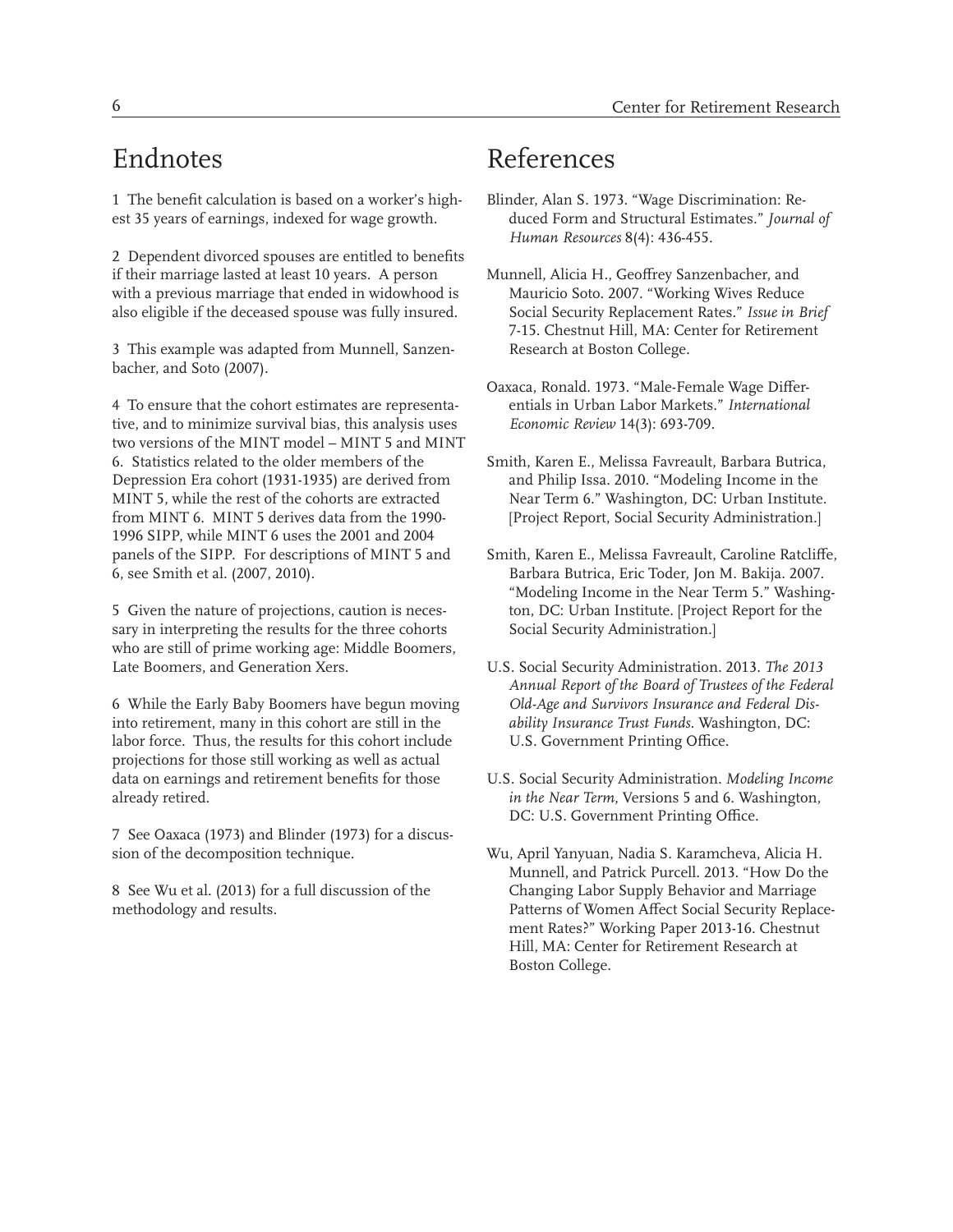## Endnotes

1 The benefit calculation is based on a worker's highest 35 years of earnings, indexed for wage growth.

2 Dependent divorced spouses are entitled to benefits if their marriage lasted at least 10 years. A person with a previous marriage that ended in widowhood is also eligible if the deceased spouse was fully insured.

3 This example was adapted from Munnell, Sanzenbacher, and Soto (2007).

4 To ensure that the cohort estimates are representative, and to minimize survival bias, this analysis uses two versions of the MINT model – MINT 5 and MINT 6. Statistics related to the older members of the Depression Era cohort (1931-1935) are derived from MINT 5, while the rest of the cohorts are extracted from MINT 6. MINT 5 derives data from the 1990-1996 SIPP, while MINT 6 uses the 2001 and 2004 panels of the SIPP. For descriptions of MINT 5 and 6, see Smith et al. (2007, 2010).

5 Given the nature of projections, caution is necessary in interpreting the results for the three cohorts who are still of prime working age: Middle Boomers, Late Boomers, and Generation Xers.

6 While the Early Baby Boomers have begun moving into retirement, many in this cohort are still in the labor force. Thus, the results for this cohort include projections for those still working as well as actual data on earnings and retirement benefits for those already retired.

7 See Oaxaca (1973) and Blinder (1973) for a discussion of the decomposition technique.

8 See Wu et al. (2013) for a full discussion of the methodology and results.

## References

Blinder, Alan S. 1973. "Wage Discrimination: Reduced Form and Structural Estimates." *Journal of Human Resources* 8(4): 436-455.

Munnell, Alicia H., Geoffrey Sanzenbacher, and Mauricio Soto. 2007. "Working Wives Reduce Social Security Replacement Rates." *Issue in Brief* 7-15. Chestnut Hill, MA: Center for Retirement Research at Boston College.

Oaxaca, Ronald. 1973. "Male-Female Wage Differentials in Urban Labor Markets." *International Economic Review* 14(3): 693-709.

Smith, Karen E., Melissa Favreault, Barbara Butrica, and Philip Issa. 2010. "Modeling Income in the Near Term 6." Washington, DC: Urban Institute. [Project Report, Social Security Administration.]

Smith, Karen E., Melissa Favreault, Caroline Ratcliffe, Barbara Butrica, Eric Toder, Jon M. Bakija. 2007. "Modeling Income in the Near Term 5." Washington, DC: Urban Institute. [Project Report for the Social Security Administration.]

U.S. Social Security Administration. 2013. *The 2013 Annual Report of the Board of Trustees of the Federal Old-Age and Survivors Insurance and Federal Disability Insurance Trust Funds.* Washington, DC: U.S. Government Printing Office.

U.S. Social Security Administration. *Modeling Income in the Near Term*, Versions 5 and 6. Washington, DC: U.S. Government Printing Office.

Wu, April Yanyuan, Nadia S. Karamcheva, Alicia H. Munnell, and Patrick Purcell. 2013. "How Do the Changing Labor Supply Behavior and Marriage Patterns of Women Affect Social Security Replacement Rates?" Working Paper 2013-16. Chestnut Hill, MA: Center for Retirement Research at Boston College.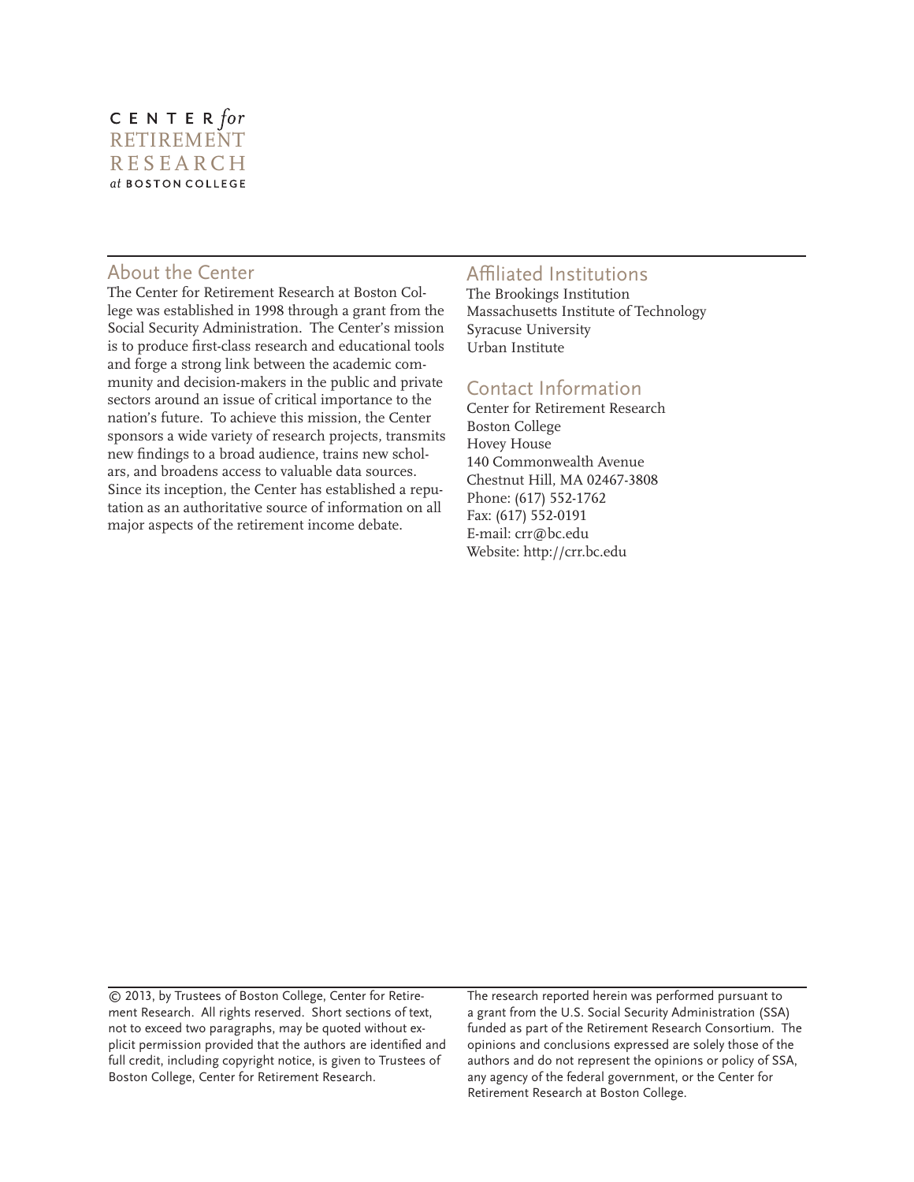CENTER *for* RETIREMENT RESEARCH *at* BOSTON COLLEGE

## About the Center

The Center for Retirement Research at Boston College was established in 1998 through a grant from the Social Security Administration. The Center's mission is to produce first-class research and educational tools and forge a strong link between the academic community and decision-makers in the public and private sectors around an issue of critical importance to the nation's future. To achieve this mission, the Center sponsors a wide variety of research projects, transmits new findings to a broad audience, trains new scholars, and broadens access to valuable data sources. Since its inception, the Center has established a reputation as an authoritative source of information on all major aspects of the retirement income debate.

## Affiliated Institutions

The Brookings Institution
Massachusetts Institute of Technology
Syracuse University
Urban Institute

## Contact Information

Center for Retirement Research
Boston College
Hovey House
140 Commonwealth Avenue
Chestnut Hill, MA 02467-3808
Phone: (617) 552-1762
Fax: (617) 552-0191
E-mail: crr@bc.edu
Website: http://crr.bc.edu

© 2013, by Trustees of Boston College, Center for Retirement Research. All rights reserved. Short sections of text, not to exceed two paragraphs, may be quoted without explicit permission provided that the authors are identified and full credit, including copyright notice, is given to Trustees of Boston College, Center for Retirement Research.

The research reported herein was performed pursuant to a grant from the U.S. Social Security Administration (SSA) funded as part of the Retirement Research Consortium. The opinions and conclusions expressed are solely those of the authors and do not represent the opinions or policy of SSA, any agency of the federal government, or the Center for Retirement Research at Boston College.